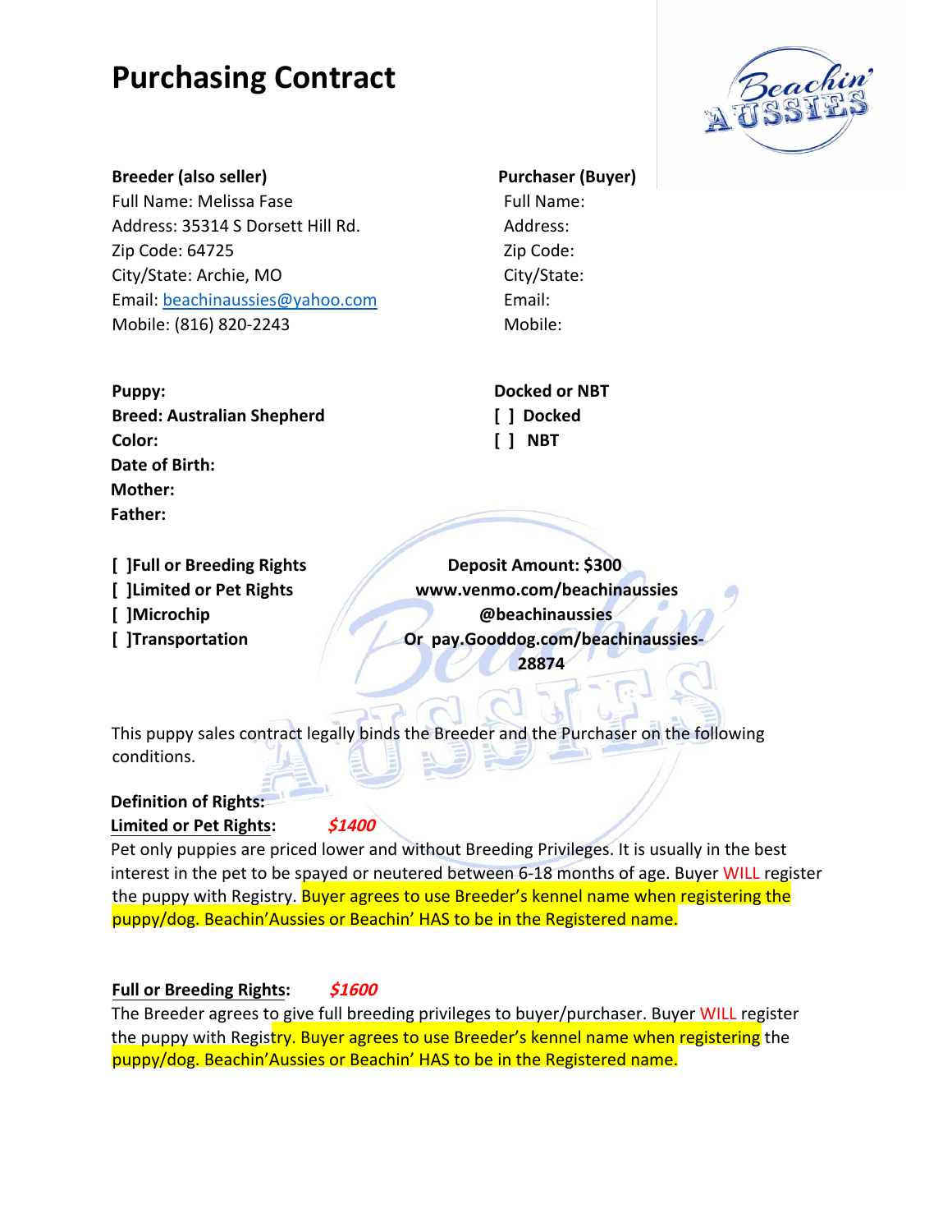# Purchasing Contract

**Breeder (also seller)**
Full Name: Melissa Fase
Address: 35314 S Dorsett Hill Rd.
Zip Code: 64725
City/State: Archie, MO
Email: beachinaussies@yahoo.com
Mobile: (816) 820-2243

**Purchaser (Buyer)**
Full Name:
Address:
Zip Code:
City/State:
Email:
Mobile:

**Puppy:**
**Breed: Australian Shepherd**
**Color:**
**Date of Birth:**
**Mother:**
**Father:**

**Docked or NBT**
**[ ] Docked**
**[ ] NBT**

**[ ]Full or Breeding Rights**
**[ ]Limited or Pet Rights**
**[ ]Microchip**
**[ ]Transportation**

**Deposit Amount: $300**
**www.venmo.com/beachinaussies**
**@beachinaussies**
**Or pay.Gooddog.com/beachinaussies-28874**

This puppy sales contract legally binds the Breeder and the Purchaser on the following conditions.

**Definition of Rights:**

**Limited or Pet Rights**: ***$1400***

Pet only puppies are priced lower and without Breeding Privileges. It is usually in the best interest in the pet to be spayed or neutered between 6-18 months of age. Buyer WILL register the puppy with Registry. Buyer agrees to use Breeder's kennel name when registering the puppy/dog. Beachin'Aussies or Beachin' HAS to be in the Registered name.

**Full or Breeding Rights**: ***$1600***

The Breeder agrees to give full breeding privileges to buyer/purchaser. Buyer WILL register the puppy with Registry. Buyer agrees to use Breeder's kennel name when registering the puppy/dog. Beachin'Aussies or Beachin' HAS to be in the Registered name.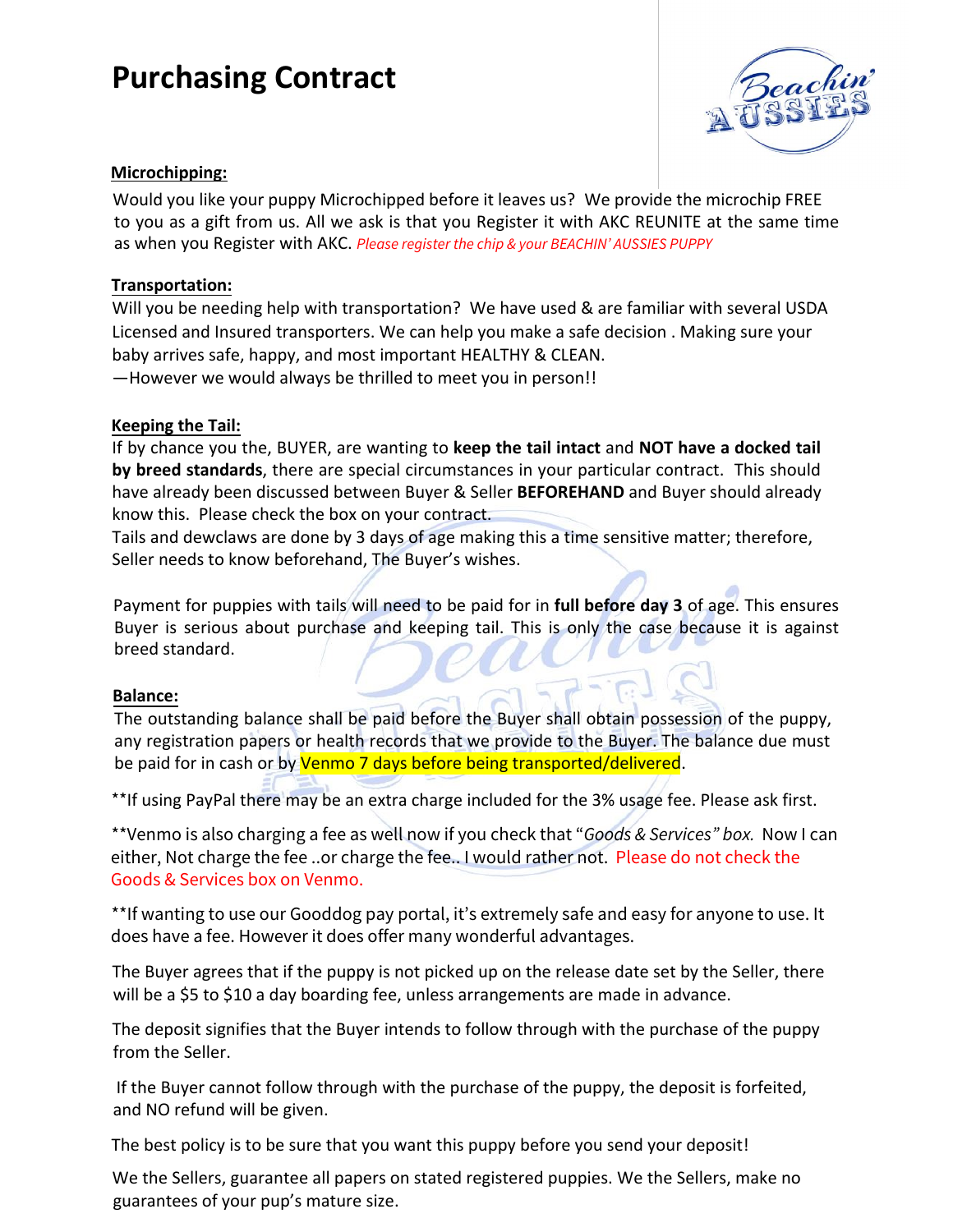# Purchasing Contract

**Microchipping:**

Would you like your puppy Microchipped before it leaves us? We provide the microchip FREE to you as a gift from us. All we ask is that you Register it with AKC REUNITE at the same time as when you Register with AKC. *Please register the chip & your BEACHIN' AUSSIES PUPPY*

**Transportation:**

Will you be needing help with transportation? We have used & are familiar with several USDA Licensed and Insured transporters. We can help you make a safe decision . Making sure your baby arrives safe, happy, and most important HEALTHY & CLEAN.
—However we would always be thrilled to meet you in person!!

**Keeping the Tail:**

If by chance you the, BUYER, are wanting to **keep the tail intact** and **NOT have a docked tail by breed standards**, there are special circumstances in your particular contract. This should have already been discussed between Buyer & Seller **BEFOREHAND** and Buyer should already know this. Please check the box on your contract.
Tails and dewclaws are done by 3 days of age making this a time sensitive matter; therefore, Seller needs to know beforehand, The Buyer's wishes.

Payment for puppies with tails will need to be paid for in **full before day 3** of age. This ensures Buyer is serious about purchase and keeping tail. This is only the case because it is against breed standard.

**Balance:**

The outstanding balance shall be paid before the Buyer shall obtain possession of the puppy, any registration papers or health records that we provide to the Buyer. The balance due must be paid for in cash or by Venmo 7 days before being transported/delivered.

**If using PayPal there may be an extra charge included for the 3% usage fee. Please ask first.

**Venmo is also charging a fee as well now if you check that "*Goods & Services" box.* Now I can either, Not charge the fee ..or charge the fee.. I would rather not. Please do not check the Goods & Services box on Venmo.

**If wanting to use our Gooddog pay portal, it's extremely safe and easy for anyone to use. It does have a fee. However it does offer many wonderful advantages.

The Buyer agrees that if the puppy is not picked up on the release date set by the Seller, there will be a $5 to $10 a day boarding fee, unless arrangements are made in advance.

The deposit signifies that the Buyer intends to follow through with the purchase of the puppy from the Seller.

If the Buyer cannot follow through with the purchase of the puppy, the deposit is forfeited, and NO refund will be given.

The best policy is to be sure that you want this puppy before you send your deposit!

We the Sellers, guarantee all papers on stated registered puppies. We the Sellers, make no guarantees of your pup's mature size.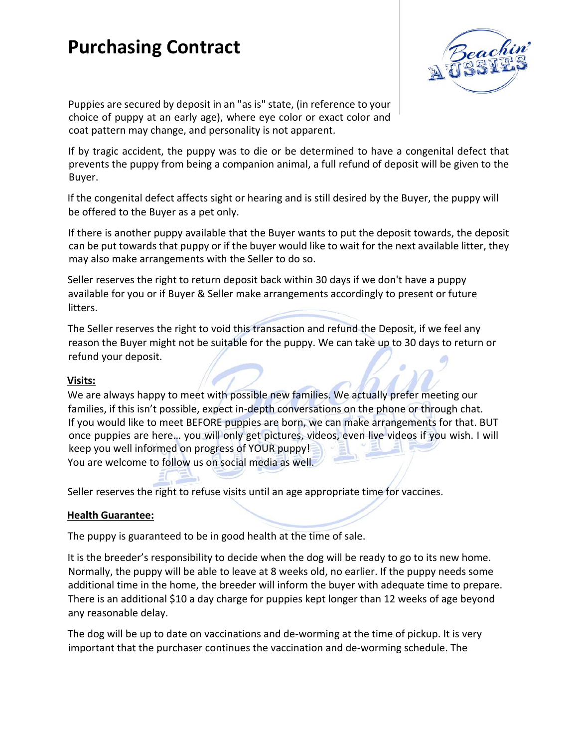# Purchasing Contract

Puppies are secured by deposit in an "as is" state, (in reference to your choice of puppy at an early age), where eye color or exact color and coat pattern may change, and personality is not apparent.

If by tragic accident, the puppy was to die or be determined to have a congenital defect that prevents the puppy from being a companion animal, a full refund of deposit will be given to the Buyer.

If the congenital defect affects sight or hearing and is still desired by the Buyer, the puppy will be offered to the Buyer as a pet only.

If there is another puppy available that the Buyer wants to put the deposit towards, the deposit can be put towards that puppy or if the buyer would like to wait for the next available litter, they may also make arrangements with the Seller to do so.

Seller reserves the right to return deposit back within 30 days if we don't have a puppy available for you or if Buyer & Seller make arrangements accordingly to present or future litters.

The Seller reserves the right to void this transaction and refund the Deposit, if we feel any reason the Buyer might not be suitable for the puppy. We can take up to 30 days to return or refund your deposit.

**Visits:**

We are always happy to meet with possible new families. We actually prefer meeting our families, if this isn't possible, expect in-depth conversations on the phone or through chat. If you would like to meet BEFORE puppies are born, we can make arrangements for that. BUT once puppies are here… you will only get pictures, videos, even live videos if you wish. I will keep you well informed on progress of YOUR puppy!
You are welcome to follow us on social media as well.

Seller reserves the right to refuse visits until an age appropriate time for vaccines.

**Health Guarantee:**

The puppy is guaranteed to be in good health at the time of sale.

It is the breeder's responsibility to decide when the dog will be ready to go to its new home. Normally, the puppy will be able to leave at 8 weeks old, no earlier. If the puppy needs some additional time in the home, the breeder will inform the buyer with adequate time to prepare. There is an additional $10 a day charge for puppies kept longer than 12 weeks of age beyond any reasonable delay.

The dog will be up to date on vaccinations and de-worming at the time of pickup. It is very important that the purchaser continues the vaccination and de-worming schedule. The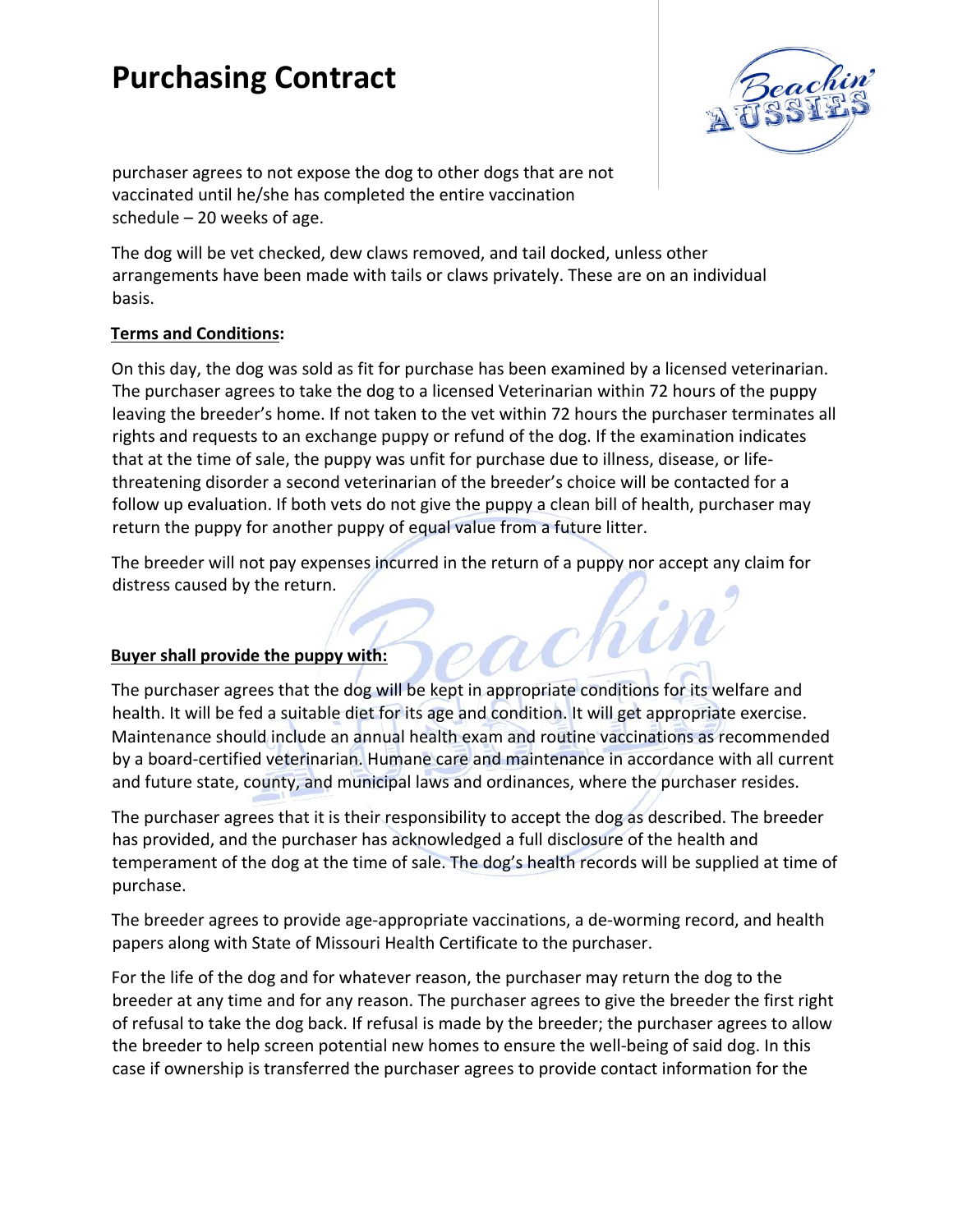purchaser agrees to not expose the dog to other dogs that are not vaccinated until he/she has completed the entire vaccination schedule – 20 weeks of age.

The dog will be vet checked, dew claws removed, and tail docked, unless other arrangements have been made with tails or claws privately. These are on an individual basis.

**Terms and Conditions:**

On this day, the dog was sold as fit for purchase has been examined by a licensed veterinarian. The purchaser agrees to take the dog to a licensed Veterinarian within 72 hours of the puppy leaving the breeder's home. If not taken to the vet within 72 hours the purchaser terminates all rights and requests to an exchange puppy or refund of the dog. If the examination indicates that at the time of sale, the puppy was unfit for purchase due to illness, disease, or life-threatening disorder a second veterinarian of the breeder's choice will be contacted for a follow up evaluation. If both vets do not give the puppy a clean bill of health, purchaser may return the puppy for another puppy of equal value from a future litter.

The breeder will not pay expenses incurred in the return of a puppy nor accept any claim for distress caused by the return.

**Buyer shall provide the puppy with:**

The purchaser agrees that the dog will be kept in appropriate conditions for its welfare and health. It will be fed a suitable diet for its age and condition. It will get appropriate exercise. Maintenance should include an annual health exam and routine vaccinations as recommended by a board-certified veterinarian. Humane care and maintenance in accordance with all current and future state, county, and municipal laws and ordinances, where the purchaser resides.

The purchaser agrees that it is their responsibility to accept the dog as described. The breeder has provided, and the purchaser has acknowledged a full disclosure of the health and temperament of the dog at the time of sale. The dog's health records will be supplied at time of purchase.

The breeder agrees to provide age-appropriate vaccinations, a de-worming record, and health papers along with State of Missouri Health Certificate to the purchaser.

For the life of the dog and for whatever reason, the purchaser may return the dog to the breeder at any time and for any reason. The purchaser agrees to give the breeder the first right of refusal to take the dog back. If refusal is made by the breeder; the purchaser agrees to allow the breeder to help screen potential new homes to ensure the well-being of said dog. In this case if ownership is transferred the purchaser agrees to provide contact information for the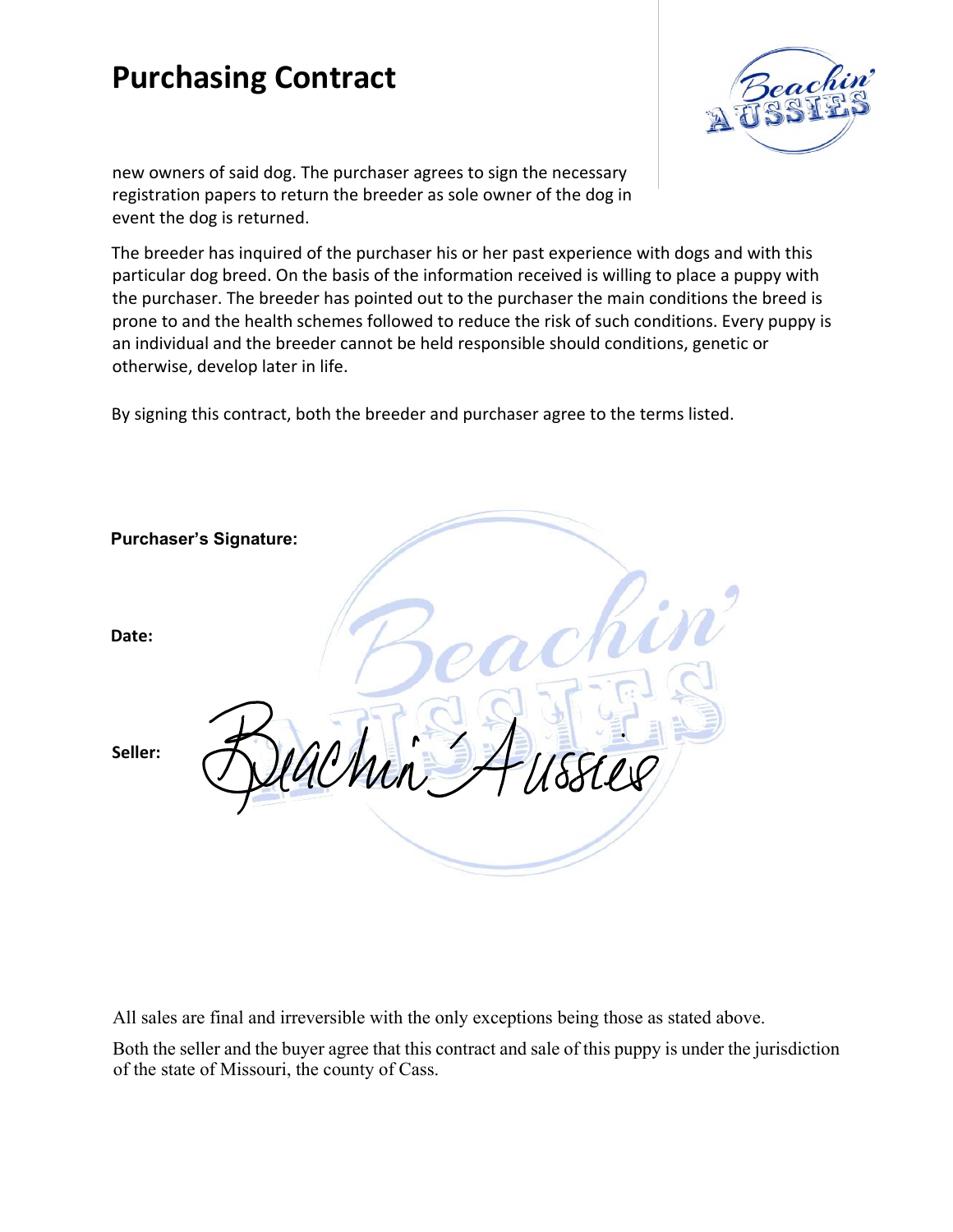# Purchasing Contract

new owners of said dog. The purchaser agrees to sign the necessary registration papers to return the breeder as sole owner of the dog in event the dog is returned.

The breeder has inquired of the purchaser his or her past experience with dogs and with this particular dog breed. On the basis of the information received is willing to place a puppy with the purchaser. The breeder has pointed out to the purchaser the main conditions the breed is prone to and the health schemes followed to reduce the risk of such conditions. Every puppy is an individual and the breeder cannot be held responsible should conditions, genetic or otherwise, develop later in life.

By signing this contract, both the breeder and purchaser agree to the terms listed.

**Purchaser's Signature:**

**Date:**

**Seller:** Beachin' Aussies

All sales are final and irreversible with the only exceptions being those as stated above.

Both the seller and the buyer agree that this contract and sale of this puppy is under the jurisdiction of the state of Missouri, the county of Cass.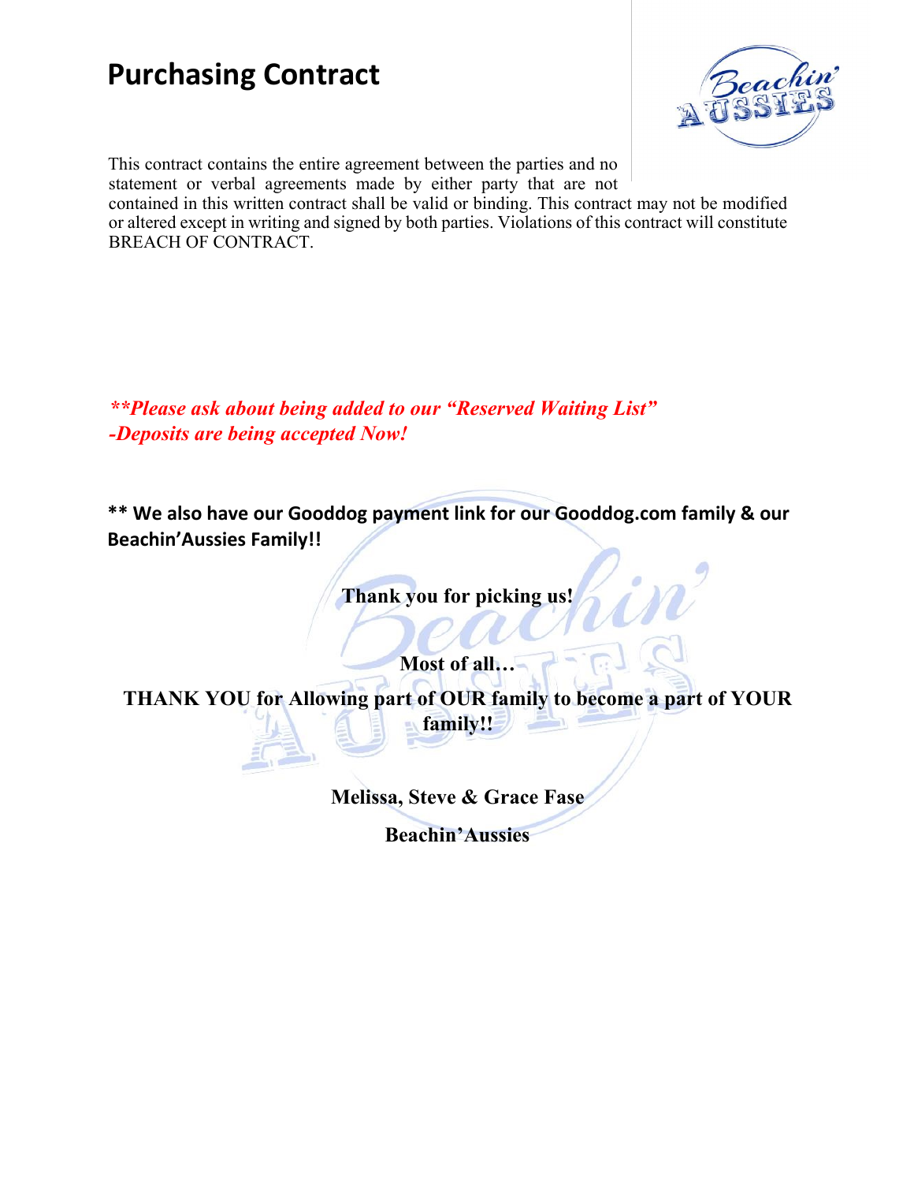# Purchasing Contract

This contract contains the entire agreement between the parties and no statement or verbal agreements made by either party that are not contained in this written contract shall be valid or binding. This contract may not be modified or altered except in writing and signed by both parties. Violations of this contract will constitute BREACH OF CONTRACT.

***\*\*Please ask about being added to our "Reserved Waiting List"***
***-Deposits are being accepted Now!***

**\*\* We also have our Gooddog payment link for our Gooddog.com family & our Beachin'Aussies Family!!**

**Thank you for picking us!**

**Most of all…**

**THANK YOU for Allowing part of OUR family to become a part of YOUR family!!**

**Melissa, Steve & Grace Fase**

**Beachin'Aussies**